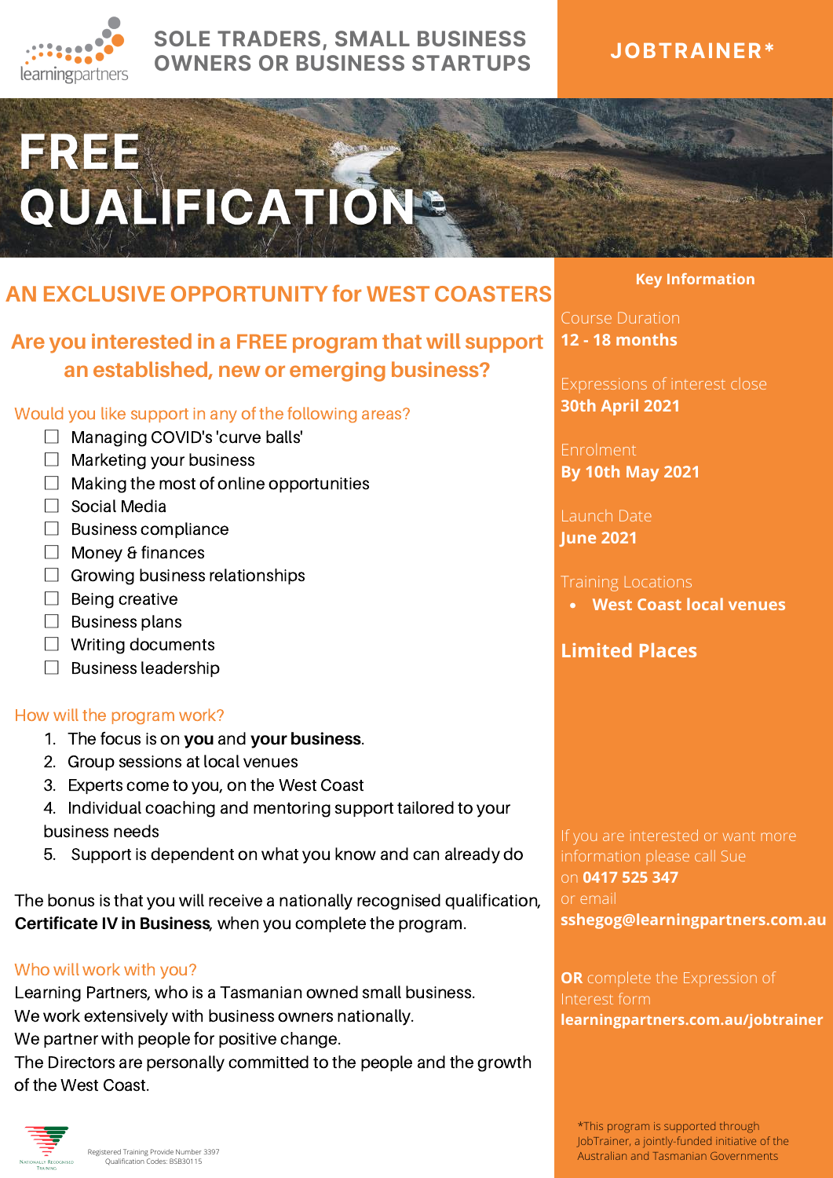learningpartners

**SOLE TRADERS, SMALL BUSINESS OWNERS OR BUSINESS STARTUPS**

**JOBTRAINER***

# FREE QUALIFICATION

## AN EXCLUSIVE OPPORTUNITY for WEST COASTERS

### Are you interested in a FREE program that will support an established, new or emerging business?

Would you like support in any of the following areas?

- ☐ Managing COVID's 'curve balls'
- ☐ Marketing your business
- ☐ Making the most of online opportunities
- ☐ Social Media
- ☐ Business compliance
- ☐ Money & finances
- ☐ Growing business relationships
- ☐ Being creative
- ☐ Business plans
- ☐ Writing documents
- ☐ Business leadership

How will the program work?

1. The focus is on **you** and **your business**.
2. Group sessions at local venues
3. Experts come to you, on the West Coast
4. Individual coaching and mentoring support tailored to your business needs
5. Support is dependent on what you know and can already do

The bonus is that you will receive a nationally recognised qualification, **Certificate IV in Business**, when you complete the program.

Who will work with you?

Learning Partners, who is a Tasmanian owned small business.
We work extensively with business owners nationally.
We partner with people for positive change.
The Directors are personally committed to the people and the growth of the West Coast.

**Key Information**

Course Duration
**12 - 18 months**

Expressions of interest close
**30th April 2021**

Enrolment
**By 10th May 2021**

Launch Date
**June 2021**

Training Locations
- **West Coast local venues**

**Limited Places**

If you are interested or want more information please call Sue on **0417 525 347** or email **sshegog@learningpartners.com.au**

**OR** complete the Expression of Interest form **learningpartners.com.au/jobtrainer**

Nationally Recognised Training

Registered Training Provide Number 3397
Qualification Codes: BSB30115

*This program is supported through JobTrainer, a jointly-funded initiative of the Australian and Tasmanian Governments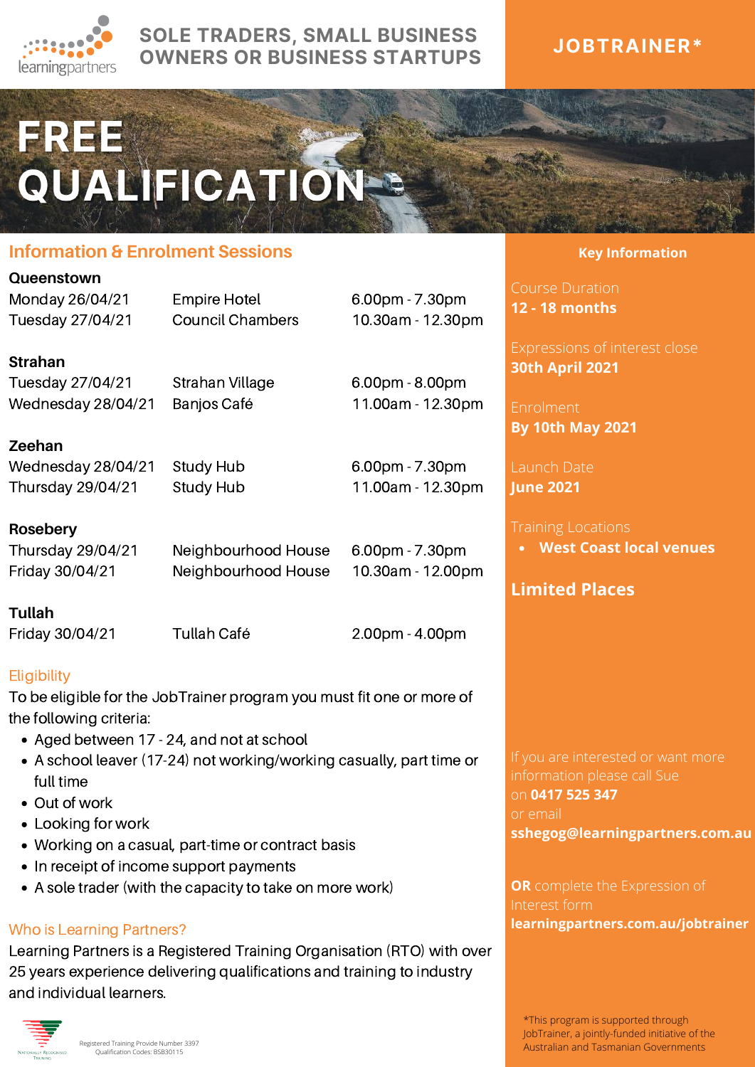learningpartners

## SOLE TRADERS, SMALL BUSINESS OWNERS OR BUSINESS STARTUPS

**JOBTRAINER***

# FREE QUALIFICATION

## Information & Enrolment Sessions

| | | |
|---|---|---|
| **Queenstown** | | |
| Monday 26/04/21 | Empire Hotel | 6.00pm - 7.30pm |
| Tuesday 27/04/21 | Council Chambers | 10.30am - 12.30pm |
| **Strahan** | | |
| Tuesday 27/04/21 | Strahan Village | 6.00pm - 8.00pm |
| Wednesday 28/04/21 | Banjos Café | 11.00am - 12.30pm |
| **Zeehan** | | |
| Wednesday 28/04/21 | Study Hub | 6.00pm - 7.30pm |
| Thursday 29/04/21 | Study Hub | 11.00am - 12.30pm |
| **Rosebery** | | |
| Thursday 29/04/21 | Neighbourhood House | 6.00pm - 7.30pm |
| Friday 30/04/21 | Neighbourhood House | 10.30am - 12.00pm |
| **Tullah** | | |
| Friday 30/04/21 | Tullah Café | 2.00pm - 4.00pm |

### Eligibility

To be eligible for the JobTrainer program you must fit one or more of the following criteria:

- Aged between 17 - 24, and not at school
- A school leaver (17-24) not working/working casually, part time or full time
- Out of work
- Looking for work
- Working on a casual, part-time or contract basis
- In receipt of income support payments
- A sole trader (with the capacity to take on more work)

### Who is Learning Partners?

Learning Partners is a Registered Training Organisation (RTO) with over 25 years experience delivering qualifications and training to industry and individual learners.

Nationally Recognised Training

Registered Training Provide Number 3397
Qualification Codes: BSB30115

### Key Information

Course Duration
**12 - 18 months**

Expressions of interest close
**30th April 2021**

Enrolment
**By 10th May 2021**

Launch Date
**June 2021**

Training Locations
- **West Coast local venues**

**Limited Places**

If you are interested or want more information please call Sue on **0417 525 347** or email **sshegog@learningpartners.com.au**

**OR** complete the Expression of Interest form **learningpartners.com.au/jobtrainer**

*This program is supported through JobTrainer, a jointly-funded initiative of the Australian and Tasmanian Governments